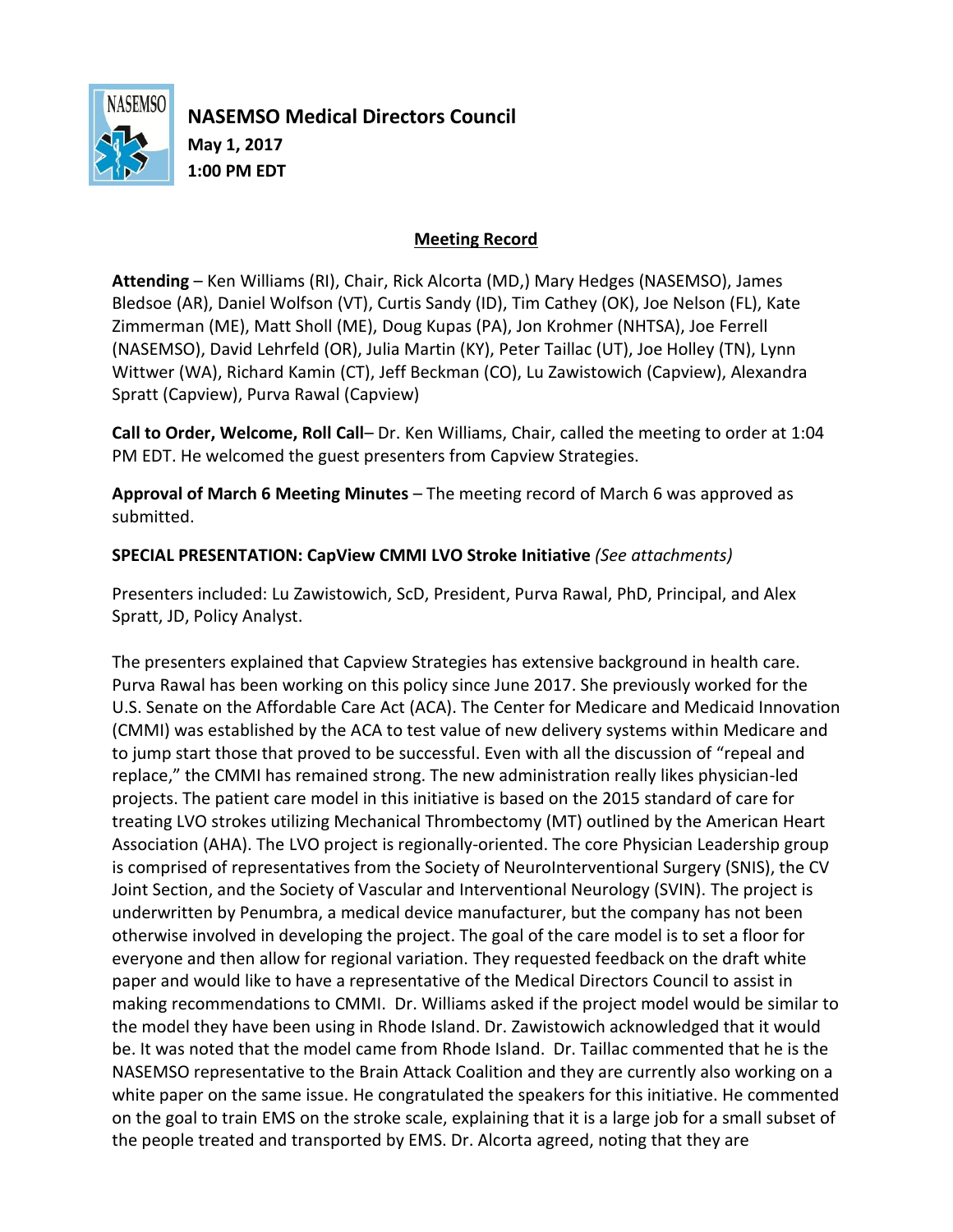# NASEMSO Medical Directors Council

**May 1, 2017**
**1:00 PM EDT**

## Meeting Record

**Attending** – Ken Williams (RI), Chair, Rick Alcorta (MD,) Mary Hedges (NASEMSO), James Bledsoe (AR), Daniel Wolfson (VT), Curtis Sandy (ID), Tim Cathey (OK), Joe Nelson (FL), Kate Zimmerman (ME), Matt Sholl (ME), Doug Kupas (PA), Jon Krohmer (NHTSA), Joe Ferrell (NASEMSO), David Lehrfeld (OR), Julia Martin (KY), Peter Taillac (UT), Joe Holley (TN), Lynn Wittwer (WA), Richard Kamin (CT), Jeff Beckman (CO), Lu Zawistowich (Capview), Alexandra Spratt (Capview), Purva Rawal (Capview)

**Call to Order, Welcome, Roll Call**– Dr. Ken Williams, Chair, called the meeting to order at 1:04 PM EDT. He welcomed the guest presenters from Capview Strategies.

**Approval of March 6 Meeting Minutes** – The meeting record of March 6 was approved as submitted.

**SPECIAL PRESENTATION: CapView CMMI LVO Stroke Initiative** *(See attachments)*

Presenters included: Lu Zawistowich, ScD, President, Purva Rawal, PhD, Principal, and Alex Spratt, JD, Policy Analyst.

The presenters explained that Capview Strategies has extensive background in health care. Purva Rawal has been working on this policy since June 2017. She previously worked for the U.S. Senate on the Affordable Care Act (ACA). The Center for Medicare and Medicaid Innovation (CMMI) was established by the ACA to test value of new delivery systems within Medicare and to jump start those that proved to be successful. Even with all the discussion of "repeal and replace," the CMMI has remained strong. The new administration really likes physician-led projects. The patient care model in this initiative is based on the 2015 standard of care for treating LVO strokes utilizing Mechanical Thrombectomy (MT) outlined by the American Heart Association (AHA). The LVO project is regionally-oriented. The core Physician Leadership group is comprised of representatives from the Society of NeuroInterventional Surgery (SNIS), the CV Joint Section, and the Society of Vascular and Interventional Neurology (SVIN). The project is underwritten by Penumbra, a medical device manufacturer, but the company has not been otherwise involved in developing the project. The goal of the care model is to set a floor for everyone and then allow for regional variation. They requested feedback on the draft white paper and would like to have a representative of the Medical Directors Council to assist in making recommendations to CMMI. Dr. Williams asked if the project model would be similar to the model they have been using in Rhode Island. Dr. Zawistowich acknowledged that it would be. It was noted that the model came from Rhode Island. Dr. Taillac commented that he is the NASEMSO representative to the Brain Attack Coalition and they are currently also working on a white paper on the same issue. He congratulated the speakers for this initiative. He commented on the goal to train EMS on the stroke scale, explaining that it is a large job for a small subset of the people treated and transported by EMS. Dr. Alcorta agreed, noting that they are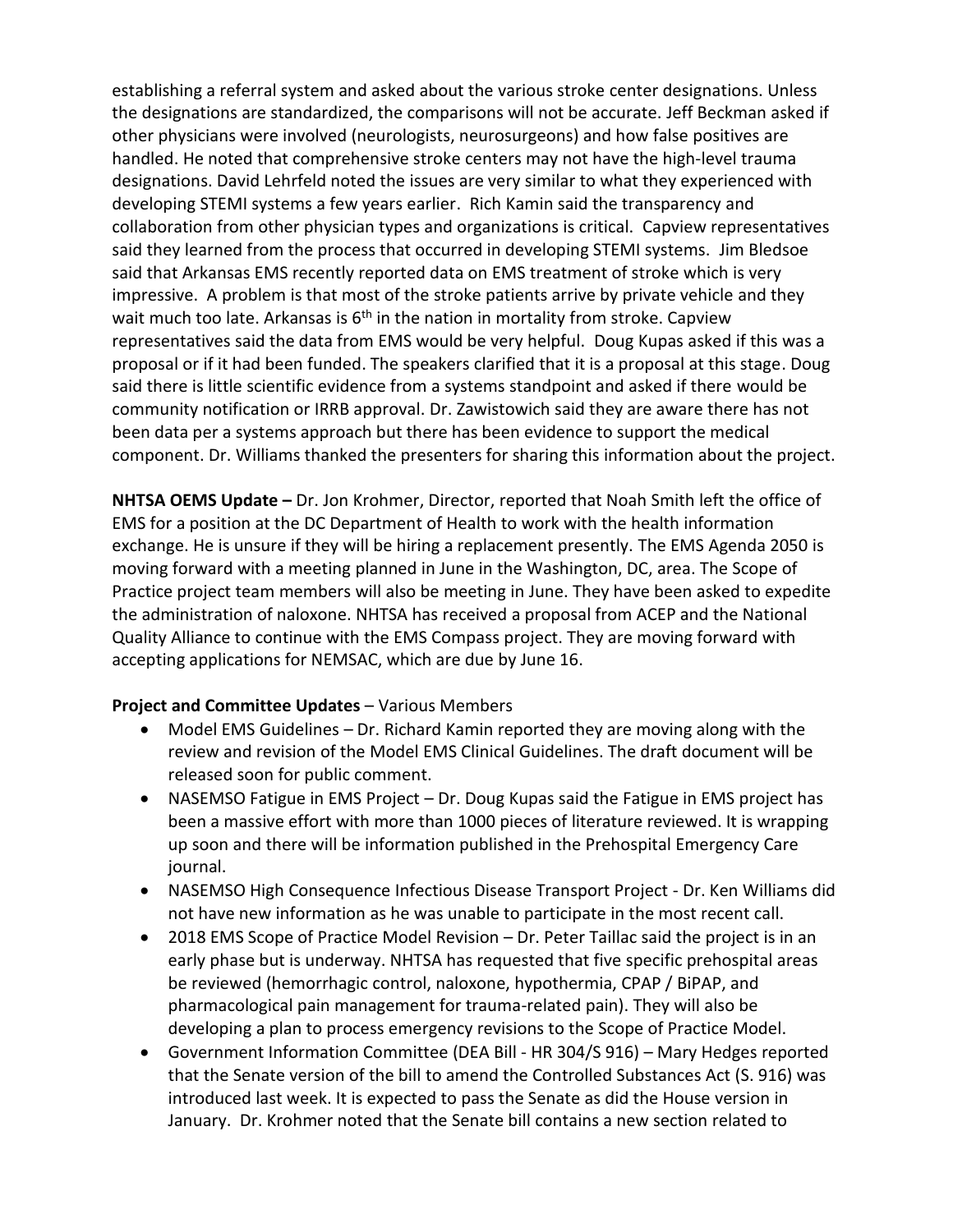establishing a referral system and asked about the various stroke center designations. Unless the designations are standardized, the comparisons will not be accurate. Jeff Beckman asked if other physicians were involved (neurologists, neurosurgeons) and how false positives are handled. He noted that comprehensive stroke centers may not have the high-level trauma designations. David Lehrfeld noted the issues are very similar to what they experienced with developing STEMI systems a few years earlier. Rich Kamin said the transparency and collaboration from other physician types and organizations is critical. Capview representatives said they learned from the process that occurred in developing STEMI systems. Jim Bledsoe said that Arkansas EMS recently reported data on EMS treatment of stroke which is very impressive. A problem is that most of the stroke patients arrive by private vehicle and they wait much too late. Arkansas is 6th in the nation in mortality from stroke. Capview representatives said the data from EMS would be very helpful. Doug Kupas asked if this was a proposal or if it had been funded. The speakers clarified that it is a proposal at this stage. Doug said there is little scientific evidence from a systems standpoint and asked if there would be community notification or IRRB approval. Dr. Zawistowich said they are aware there has not been data per a systems approach but there has been evidence to support the medical component. Dr. Williams thanked the presenters for sharing this information about the project.

**NHTSA OEMS Update –** Dr. Jon Krohmer, Director, reported that Noah Smith left the office of EMS for a position at the DC Department of Health to work with the health information exchange. He is unsure if they will be hiring a replacement presently. The EMS Agenda 2050 is moving forward with a meeting planned in June in the Washington, DC, area. The Scope of Practice project team members will also be meeting in June. They have been asked to expedite the administration of naloxone. NHTSA has received a proposal from ACEP and the National Quality Alliance to continue with the EMS Compass project. They are moving forward with accepting applications for NEMSAC, which are due by June 16.

**Project and Committee Updates** – Various Members

- Model EMS Guidelines – Dr. Richard Kamin reported they are moving along with the review and revision of the Model EMS Clinical Guidelines. The draft document will be released soon for public comment.
- NASEMSO Fatigue in EMS Project – Dr. Doug Kupas said the Fatigue in EMS project has been a massive effort with more than 1000 pieces of literature reviewed. It is wrapping up soon and there will be information published in the Prehospital Emergency Care journal.
- NASEMSO High Consequence Infectious Disease Transport Project - Dr. Ken Williams did not have new information as he was unable to participate in the most recent call.
- 2018 EMS Scope of Practice Model Revision – Dr. Peter Taillac said the project is in an early phase but is underway. NHTSA has requested that five specific prehospital areas be reviewed (hemorrhagic control, naloxone, hypothermia, CPAP / BiPAP, and pharmacological pain management for trauma-related pain). They will also be developing a plan to process emergency revisions to the Scope of Practice Model.
- Government Information Committee (DEA Bill - HR 304/S 916) – Mary Hedges reported that the Senate version of the bill to amend the Controlled Substances Act (S. 916) was introduced last week. It is expected to pass the Senate as did the House version in January. Dr. Krohmer noted that the Senate bill contains a new section related to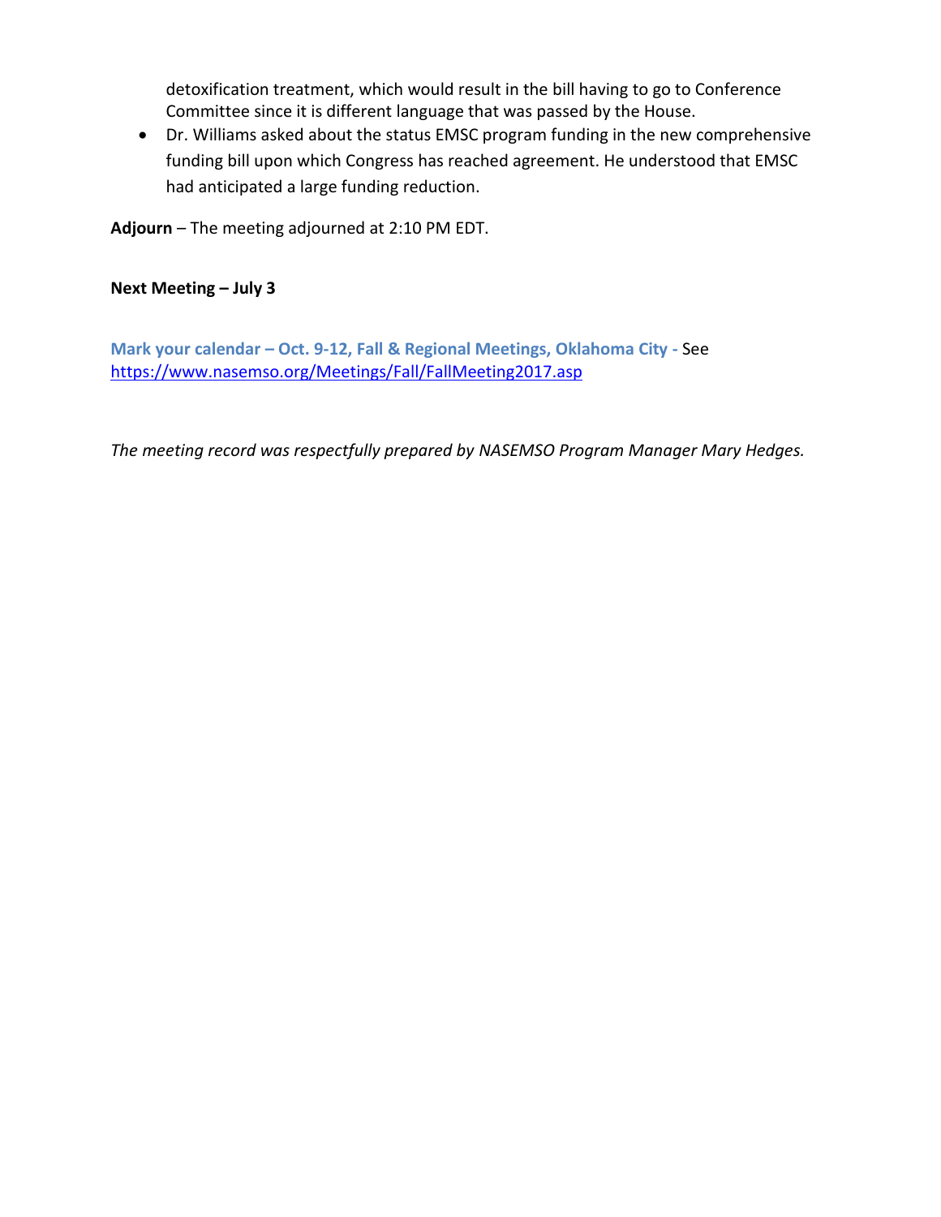detoxification treatment, which would result in the bill having to go to Conference Committee since it is different language that was passed by the House.

- Dr. Williams asked about the status EMSC program funding in the new comprehensive funding bill upon which Congress has reached agreement. He understood that EMSC had anticipated a large funding reduction.

**Adjourn** – The meeting adjourned at 2:10 PM EDT.

**Next Meeting – July 3**

**Mark your calendar – Oct. 9-12, Fall & Regional Meetings, Oklahoma City -** See https://www.nasemso.org/Meetings/Fall/FallMeeting2017.asp

*The meeting record was respectfully prepared by NASEMSO Program Manager Mary Hedges.*